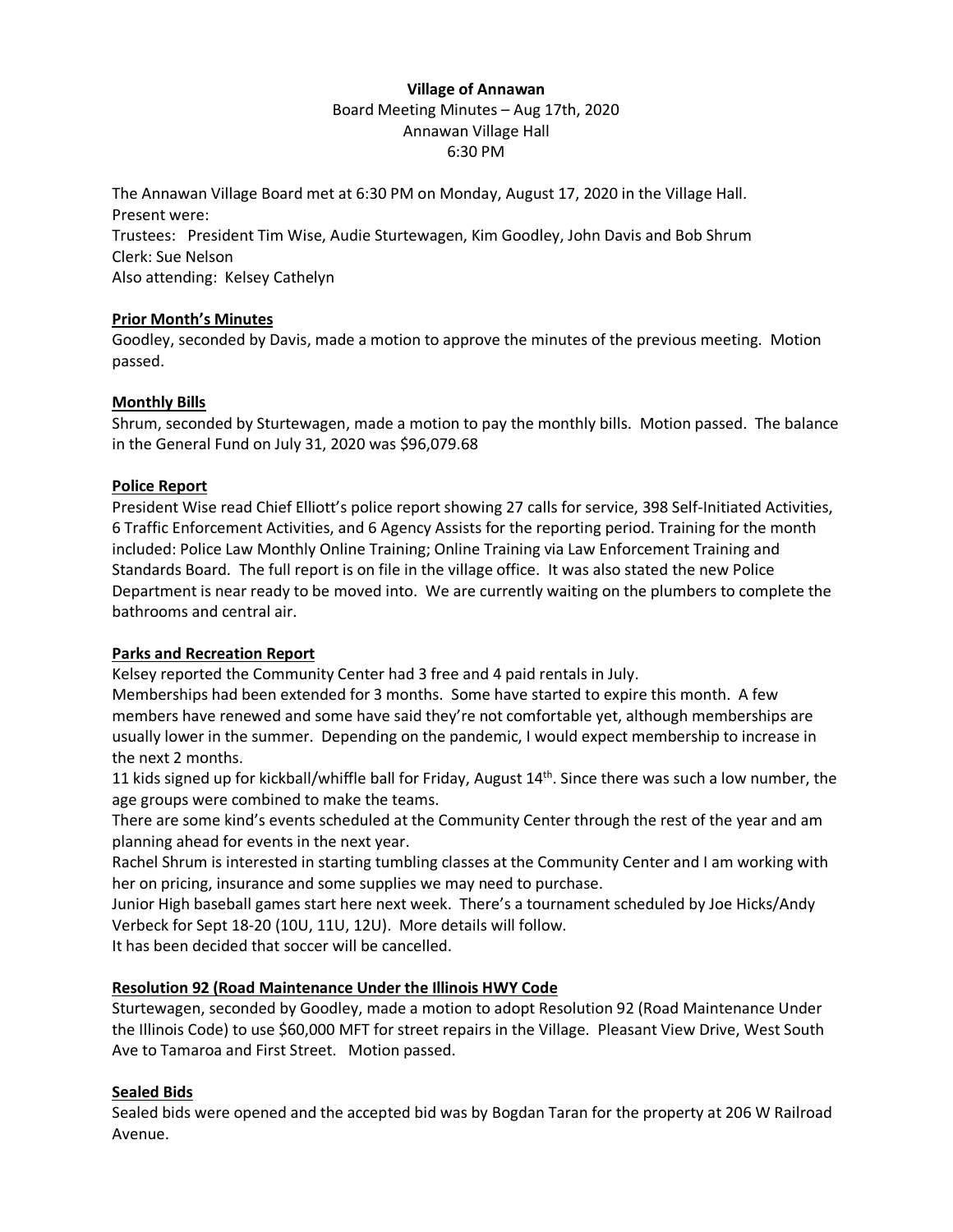**Village of Annawan**

Board Meeting Minutes – Aug 17th, 2020

Annawan Village Hall

6:30 PM

The Annawan Village Board met at 6:30 PM on Monday, August 17, 2020 in the Village Hall.
Present were:
Trustees: President Tim Wise, Audie Sturtewagen, Kim Goodley, John Davis and Bob Shrum
Clerk: Sue Nelson
Also attending: Kelsey Cathelyn

**Prior Month's Minutes**

Goodley, seconded by Davis, made a motion to approve the minutes of the previous meeting. Motion passed.

**Monthly Bills**

Shrum, seconded by Sturtewagen, made a motion to pay the monthly bills. Motion passed. The balance in the General Fund on July 31, 2020 was $96,079.68

**Police Report**

President Wise read Chief Elliott's police report showing 27 calls for service, 398 Self-Initiated Activities, 6 Traffic Enforcement Activities, and 6 Agency Assists for the reporting period. Training for the month included: Police Law Monthly Online Training; Online Training via Law Enforcement Training and Standards Board. The full report is on file in the village office. It was also stated the new Police Department is near ready to be moved into. We are currently waiting on the plumbers to complete the bathrooms and central air.

**Parks and Recreation Report**

Kelsey reported the Community Center had 3 free and 4 paid rentals in July.
Memberships had been extended for 3 months. Some have started to expire this month. A few members have renewed and some have said they're not comfortable yet, although memberships are usually lower in the summer. Depending on the pandemic, I would expect membership to increase in the next 2 months.
11 kids signed up for kickball/whiffle ball for Friday, August 14th. Since there was such a low number, the age groups were combined to make the teams.
There are some kind's events scheduled at the Community Center through the rest of the year and am planning ahead for events in the next year.
Rachel Shrum is interested in starting tumbling classes at the Community Center and I am working with her on pricing, insurance and some supplies we may need to purchase.
Junior High baseball games start here next week. There's a tournament scheduled by Joe Hicks/Andy Verbeck for Sept 18-20 (10U, 11U, 12U). More details will follow.
It has been decided that soccer will be cancelled.

**Resolution 92 (Road Maintenance Under the Illinois HWY Code**

Sturtewagen, seconded by Goodley, made a motion to adopt Resolution 92 (Road Maintenance Under the Illinois Code) to use $60,000 MFT for street repairs in the Village. Pleasant View Drive, West South Ave to Tamaroa and First Street. Motion passed.

**Sealed Bids**

Sealed bids were opened and the accepted bid was by Bogdan Taran for the property at 206 W Railroad Avenue.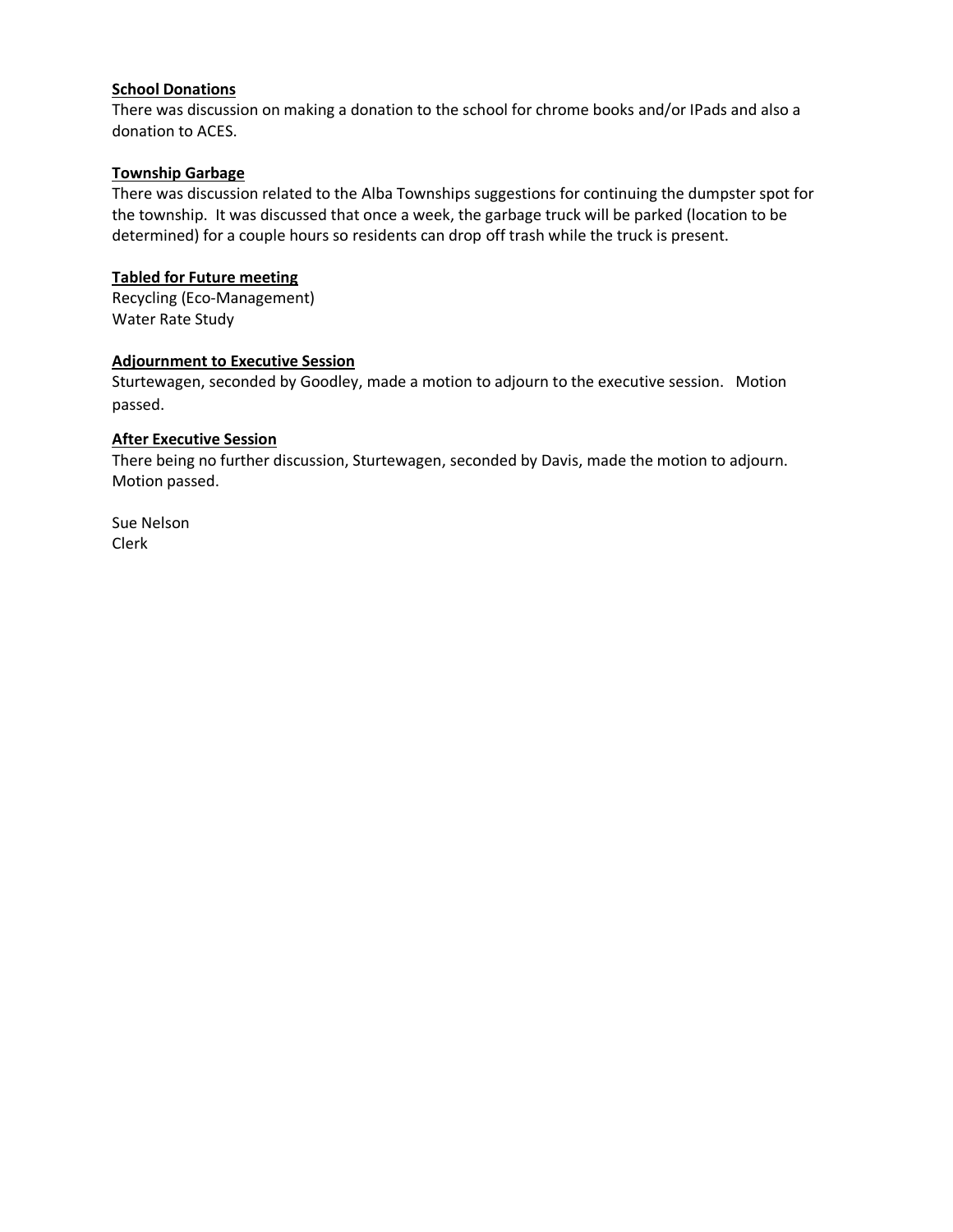**School Donations**
There was discussion on making a donation to the school for chrome books and/or IPads and also a donation to ACES.

**Township Garbage**
There was discussion related to the Alba Townships suggestions for continuing the dumpster spot for the township. It was discussed that once a week, the garbage truck will be parked (location to be determined) for a couple hours so residents can drop off trash while the truck is present.

**Tabled for Future meeting**
Recycling (Eco-Management)
Water Rate Study

**Adjournment to Executive Session**
Sturtewagen, seconded by Goodley, made a motion to adjourn to the executive session. Motion passed.

**After Executive Session**
There being no further discussion, Sturtewagen, seconded by Davis, made the motion to adjourn. Motion passed.

Sue Nelson
Clerk